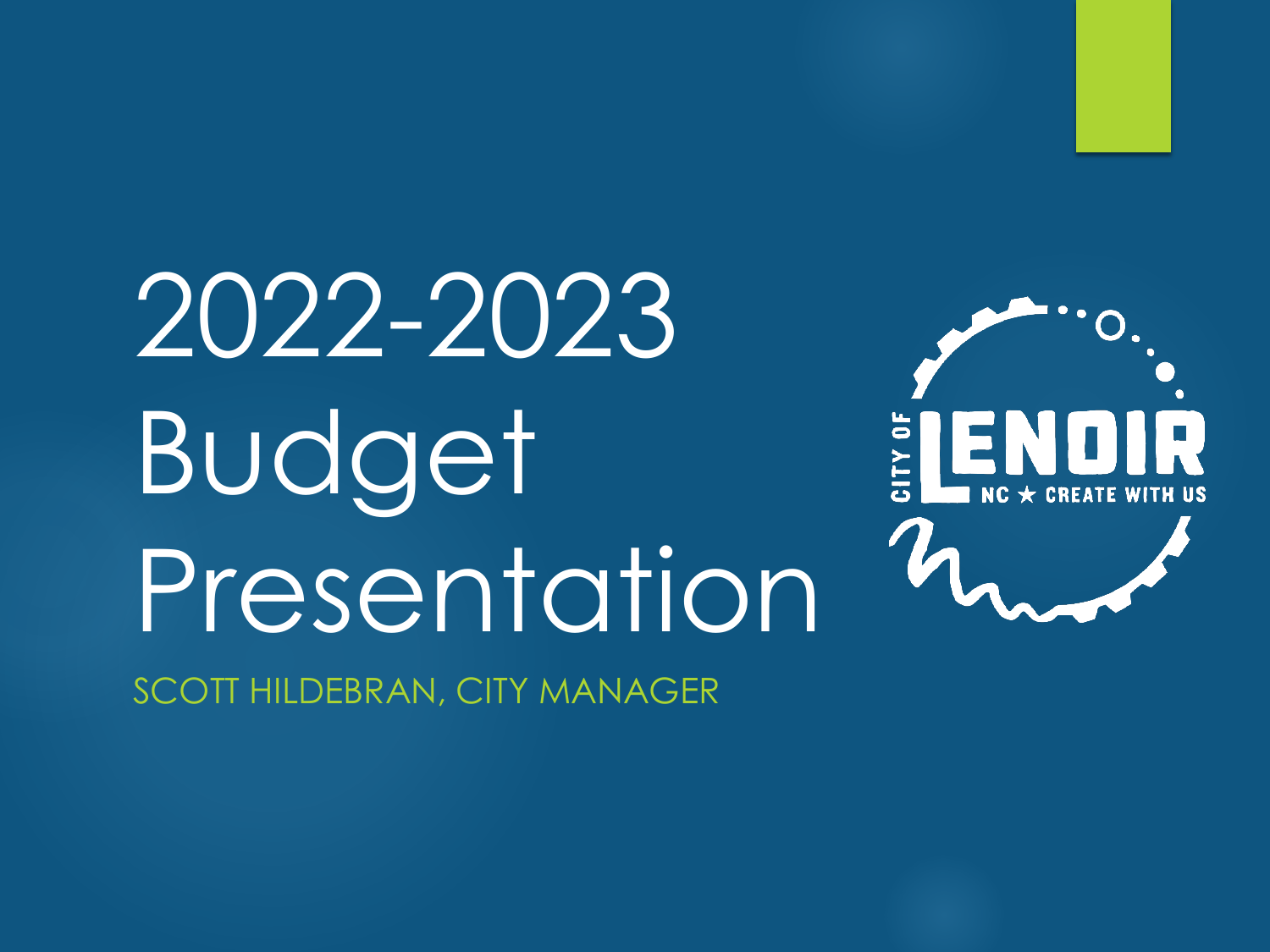# 2022-2023 Budget Presentation

SCOTT HILDEBRAN, CITY MANAGER

CITY OF LENOIR

NC ★ CREATE WITH US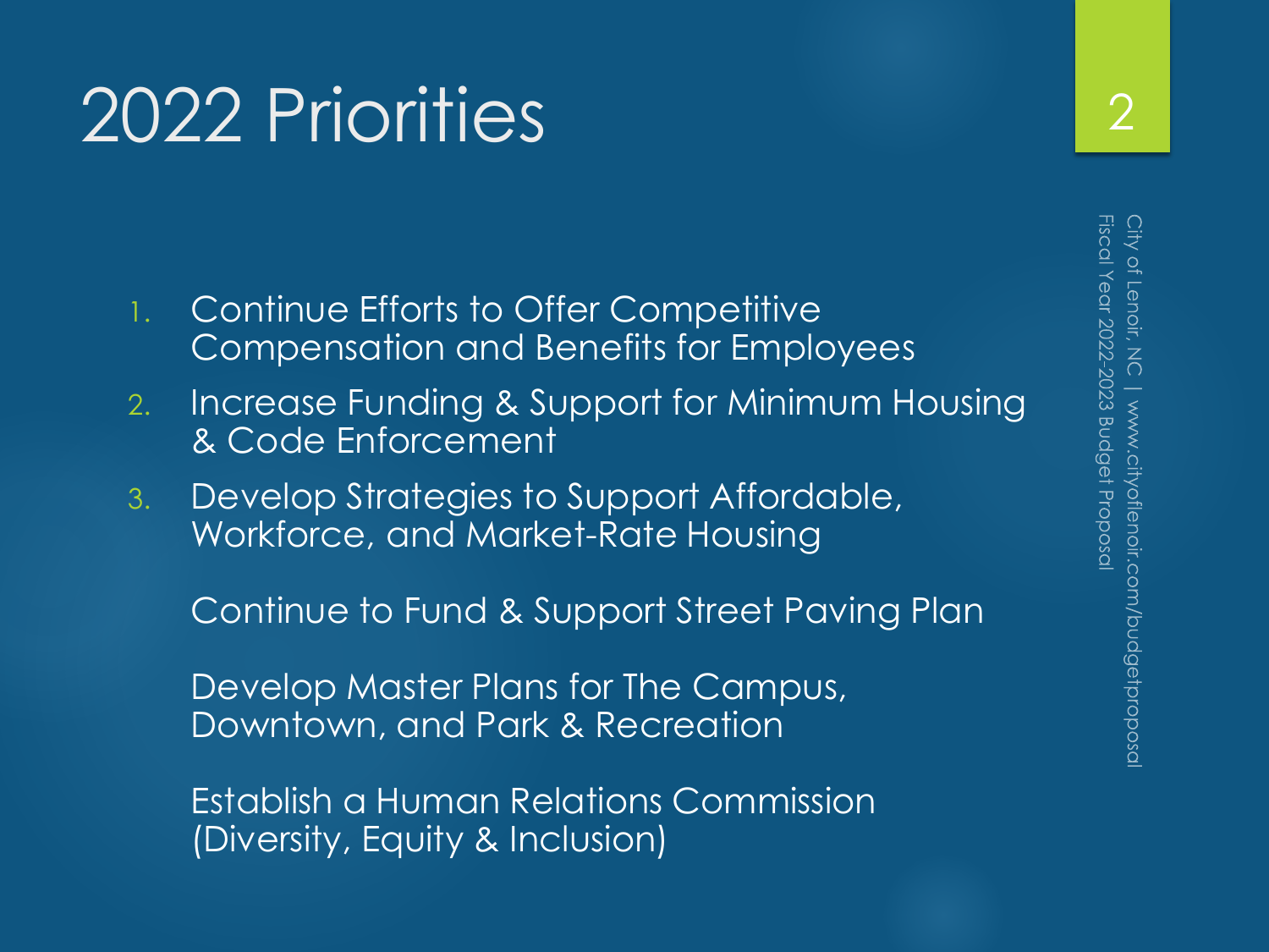# 2022 Priorities

1. Continue Efforts to Offer Competitive Compensation and Benefits for Employees
2. Increase Funding & Support for Minimum Housing & Code Enforcement
3. Develop Strategies to Support Affordable, Workforce, and Market-Rate Housing

Continue to Fund & Support Street Paving Plan

Develop Master Plans for The Campus, Downtown, and Park & Recreation

Establish a Human Relations Commission (Diversity, Equity & Inclusion)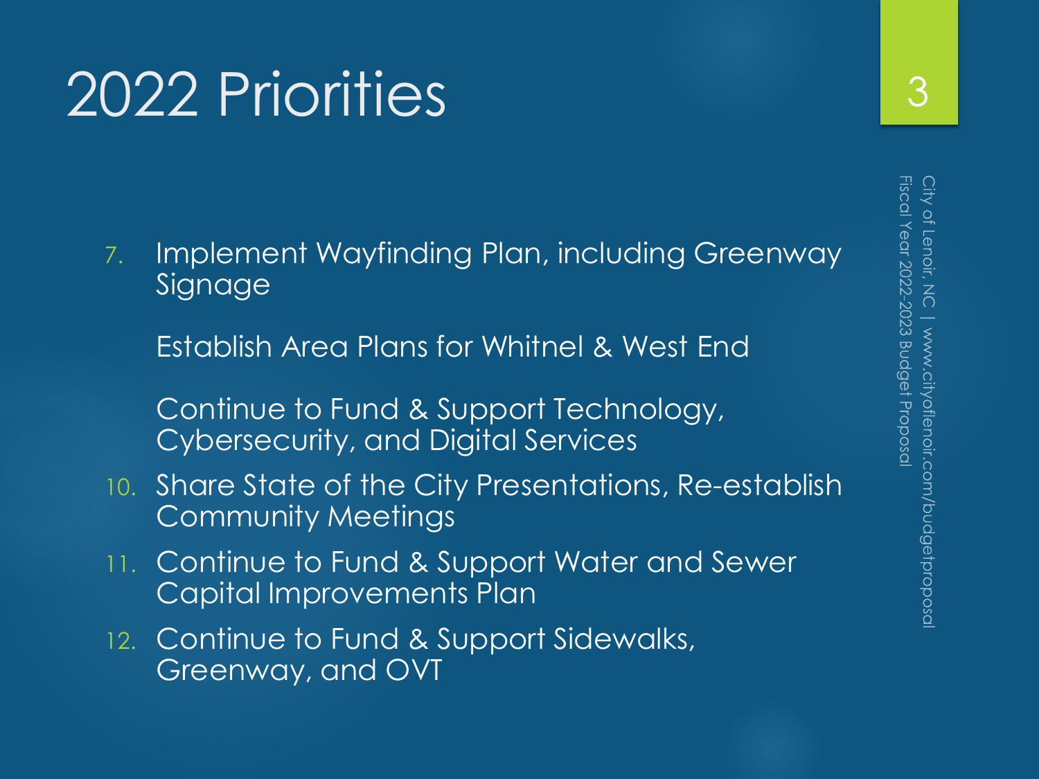# 2022 Priorities

7. Implement Wayfinding Plan, including Greenway Signage

   Establish Area Plans for Whitnel & West End

   Continue to Fund & Support Technology, Cybersecurity, and Digital Services

10. Share State of the City Presentations, Re-establish Community Meetings
11. Continue to Fund & Support Water and Sewer Capital Improvements Plan
12. Continue to Fund & Support Sidewalks, Greenway, and OVT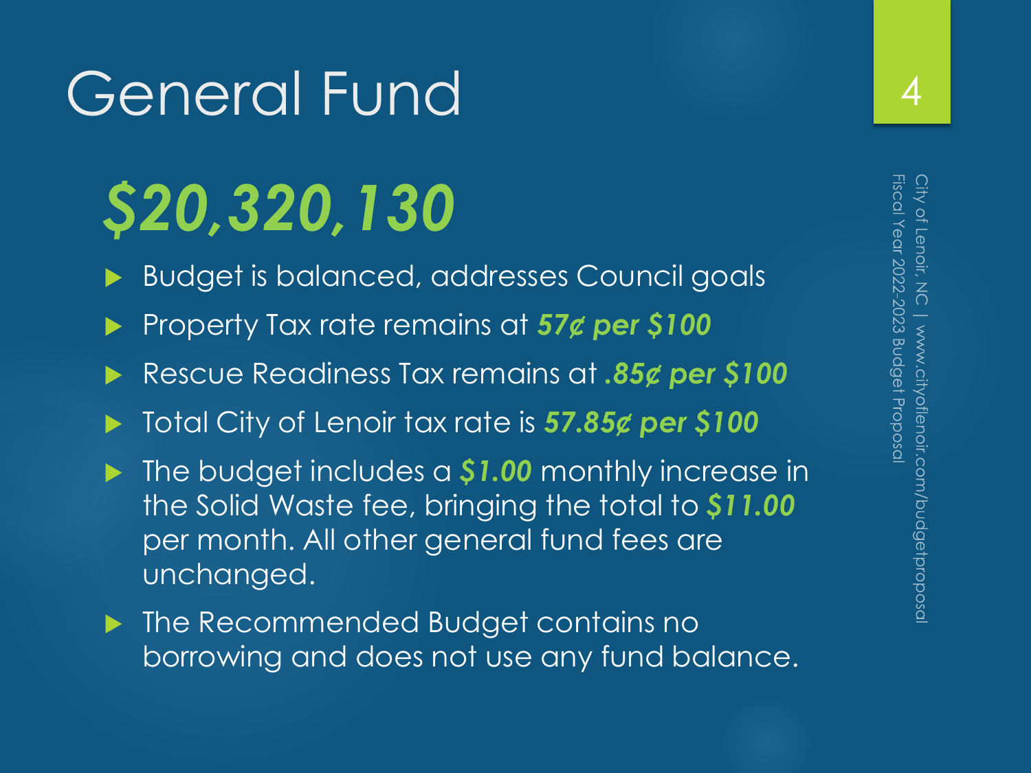# General Fund

## *$20,320,130*

- Budget is balanced, addresses Council goals
- Property Tax rate remains at ***57¢ per $100***
- Rescue Readiness Tax remains at ***.85¢ per $100***
- Total City of Lenoir tax rate is ***57.85¢ per $100***
- The budget includes a ***$1.00*** monthly increase in the Solid Waste fee, bringing the total to ***$11.00*** per month. All other general fund fees are unchanged.
- The Recommended Budget contains no borrowing and does not use any fund balance.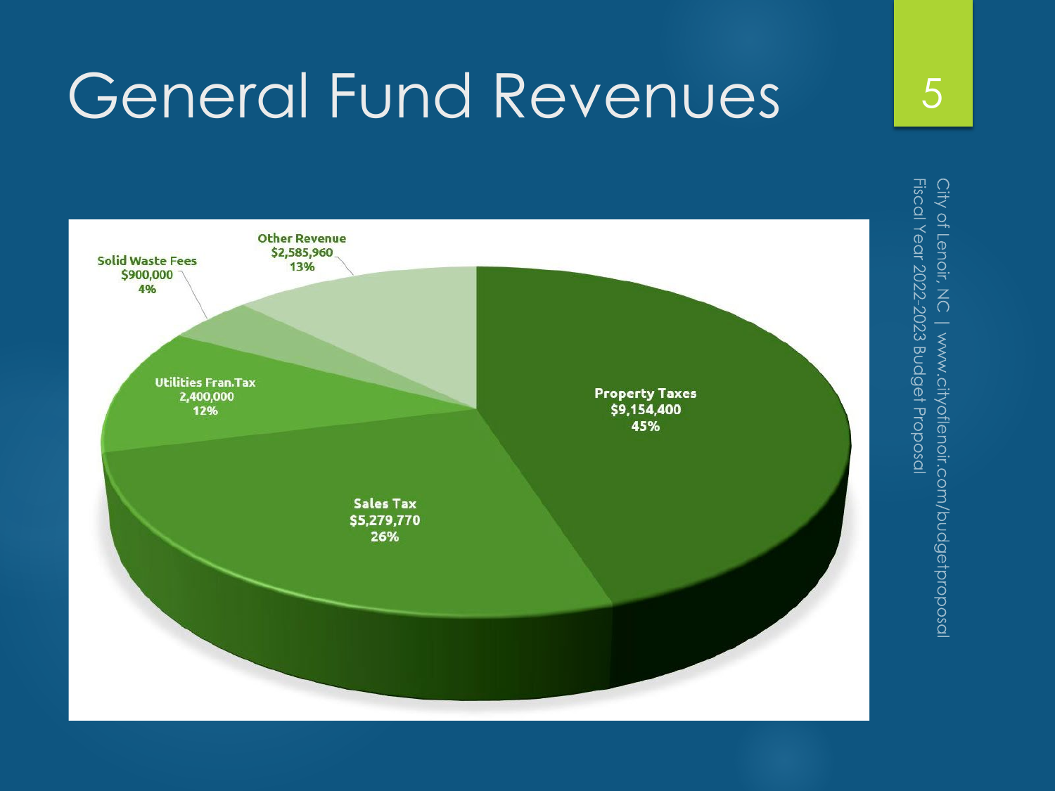# General Fund Revenues

Other Revenue
$2,585,960
13%

Solid Waste Fees
$900,000
4%

Utilities Fran.Tax
2,400,000
12%

Property Taxes
$9,154,400
45%

Sales Tax
$5,279,770
26%

City of Lenoir, NC | www.cityoflenoir.com/budgetproposal
Fiscal Year 2022-2023 Budget Proposal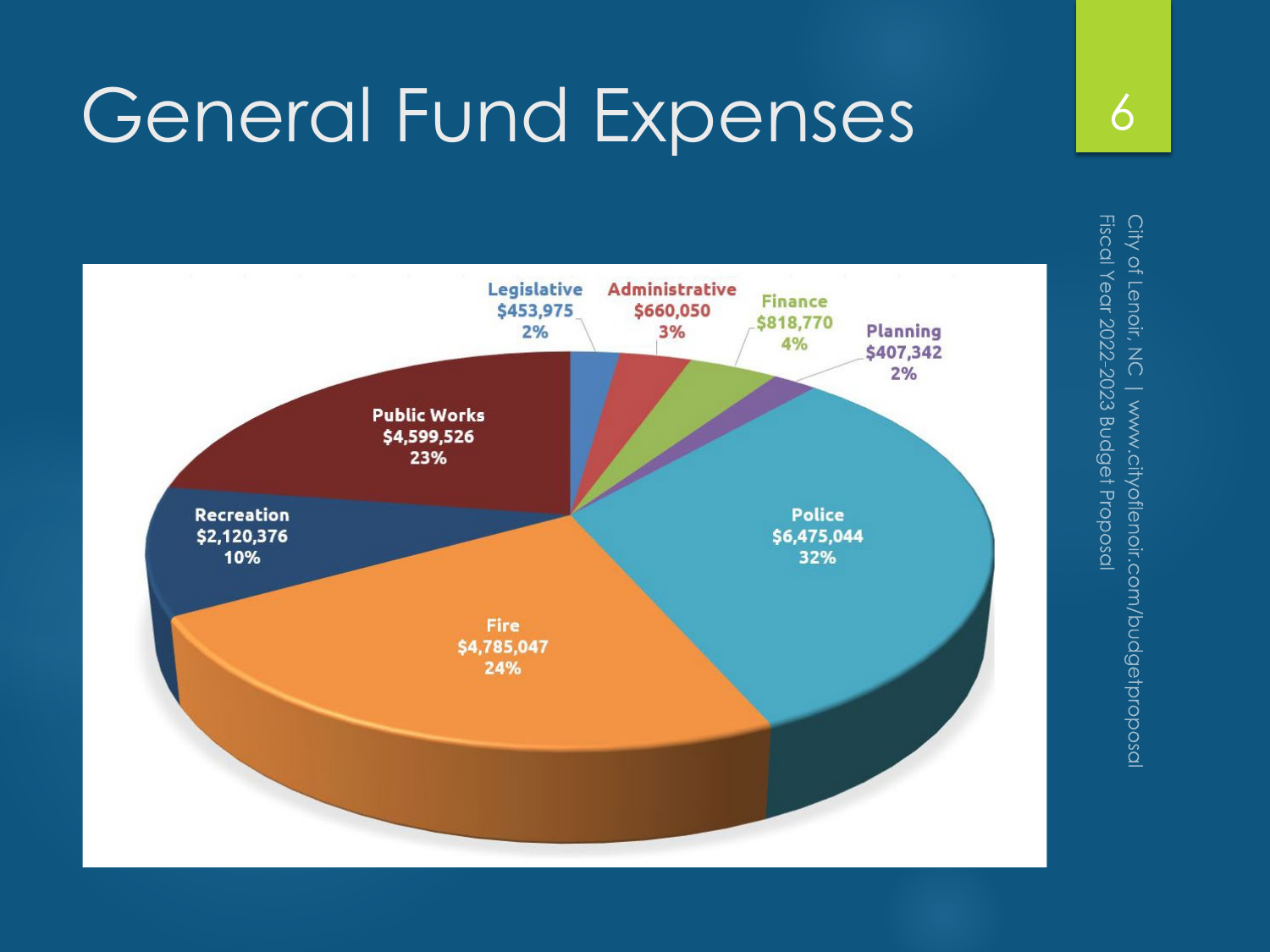# General Fund Expenses

Legislative
$453,975
2%

Administrative
$660,050
3%

Finance
$818,770
4%

Planning
$407,342
2%

Public Works
$4,599,526
23%

Recreation
$2,120,376
10%

Fire
$4,785,047
24%

Police
$6,475,044
32%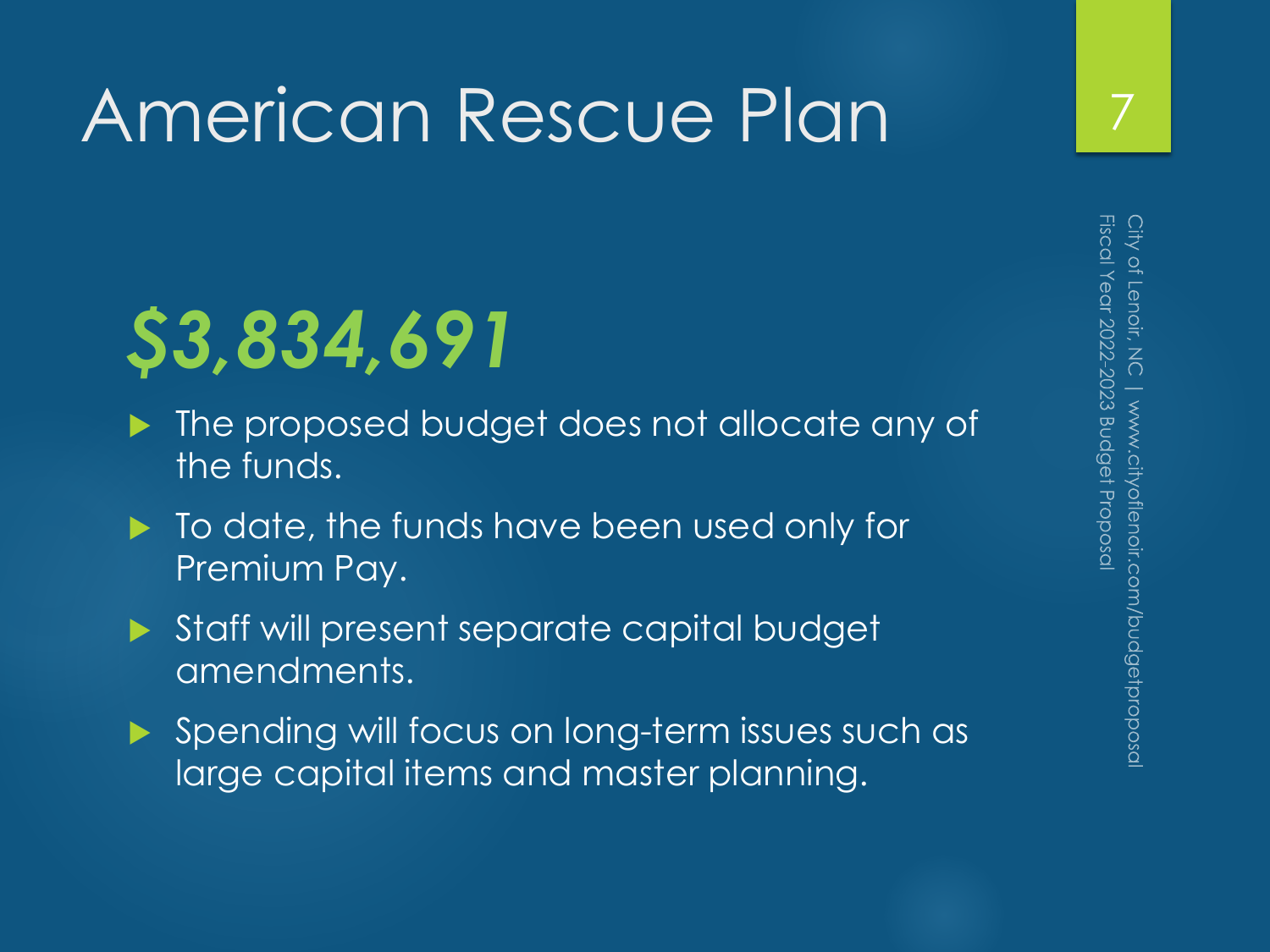# American Rescue Plan

***$3,834,691***

- The proposed budget does not allocate any of the funds.
- To date, the funds have been used only for Premium Pay.
- Staff will present separate capital budget amendments.
- Spending will focus on long-term issues such as large capital items and master planning.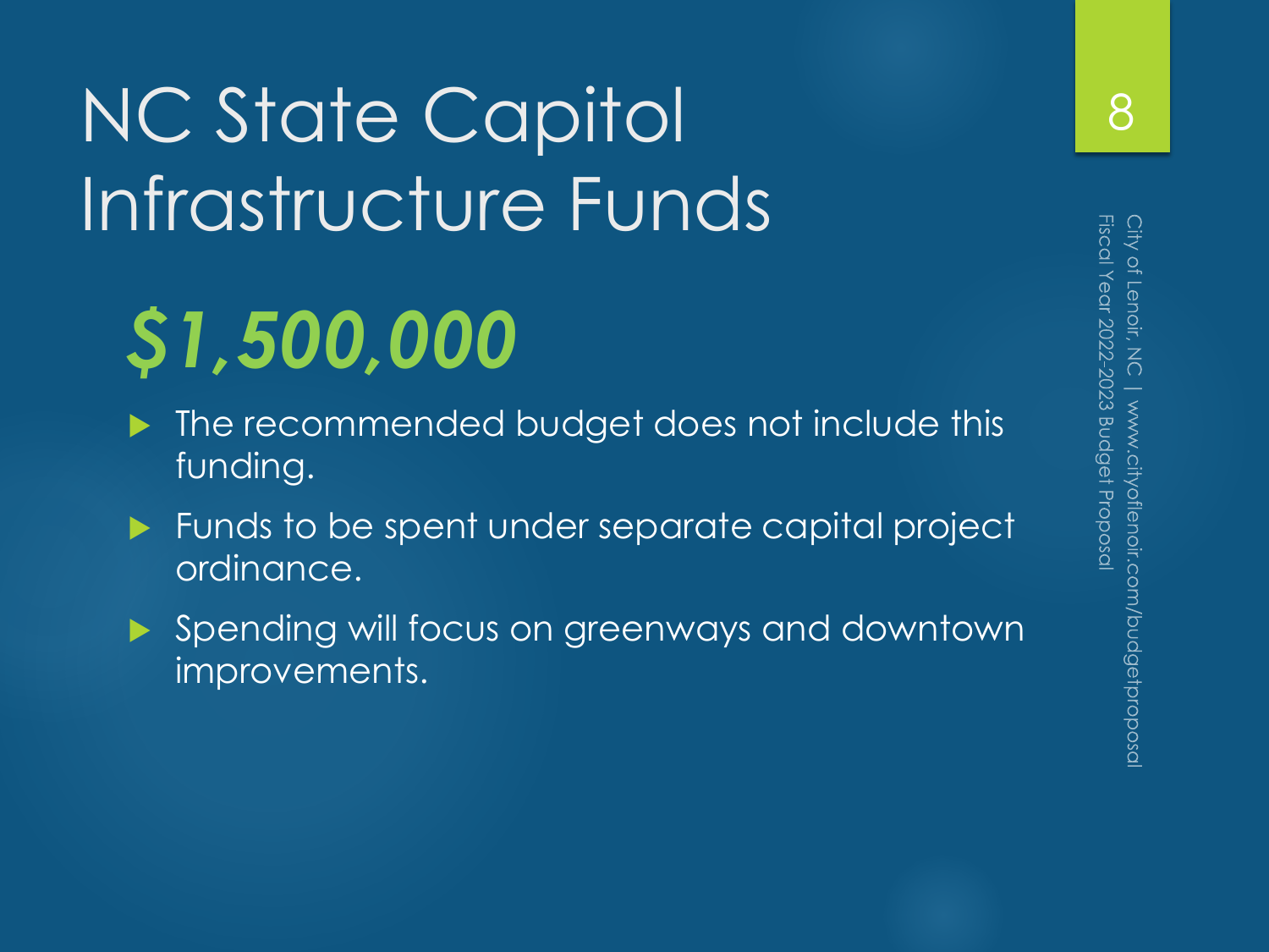# NC State Capitol Infrastructure Funds

## ***$1,500,000***

- The recommended budget does not include this funding.
- Funds to be spent under separate capital project ordinance.
- Spending will focus on greenways and downtown improvements.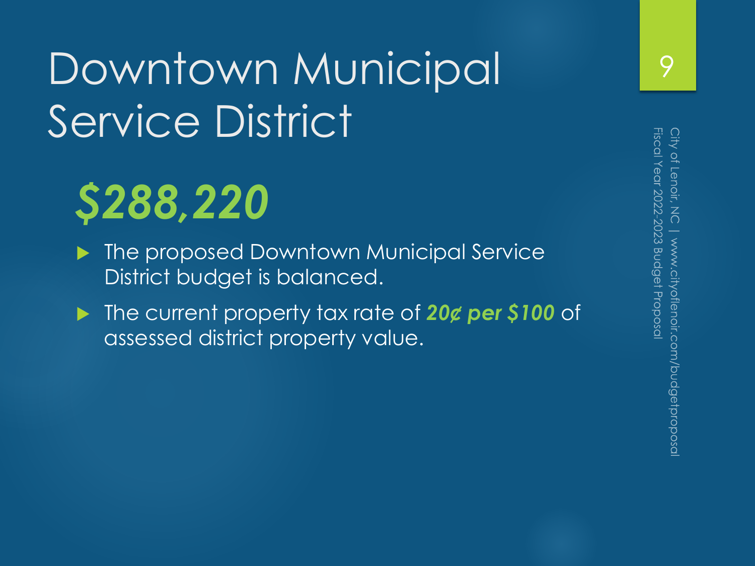# Downtown Municipal Service District

## ***$288,220***

- The proposed Downtown Municipal Service District budget is balanced.
- The current property tax rate of ***20¢ per $100*** of assessed district property value.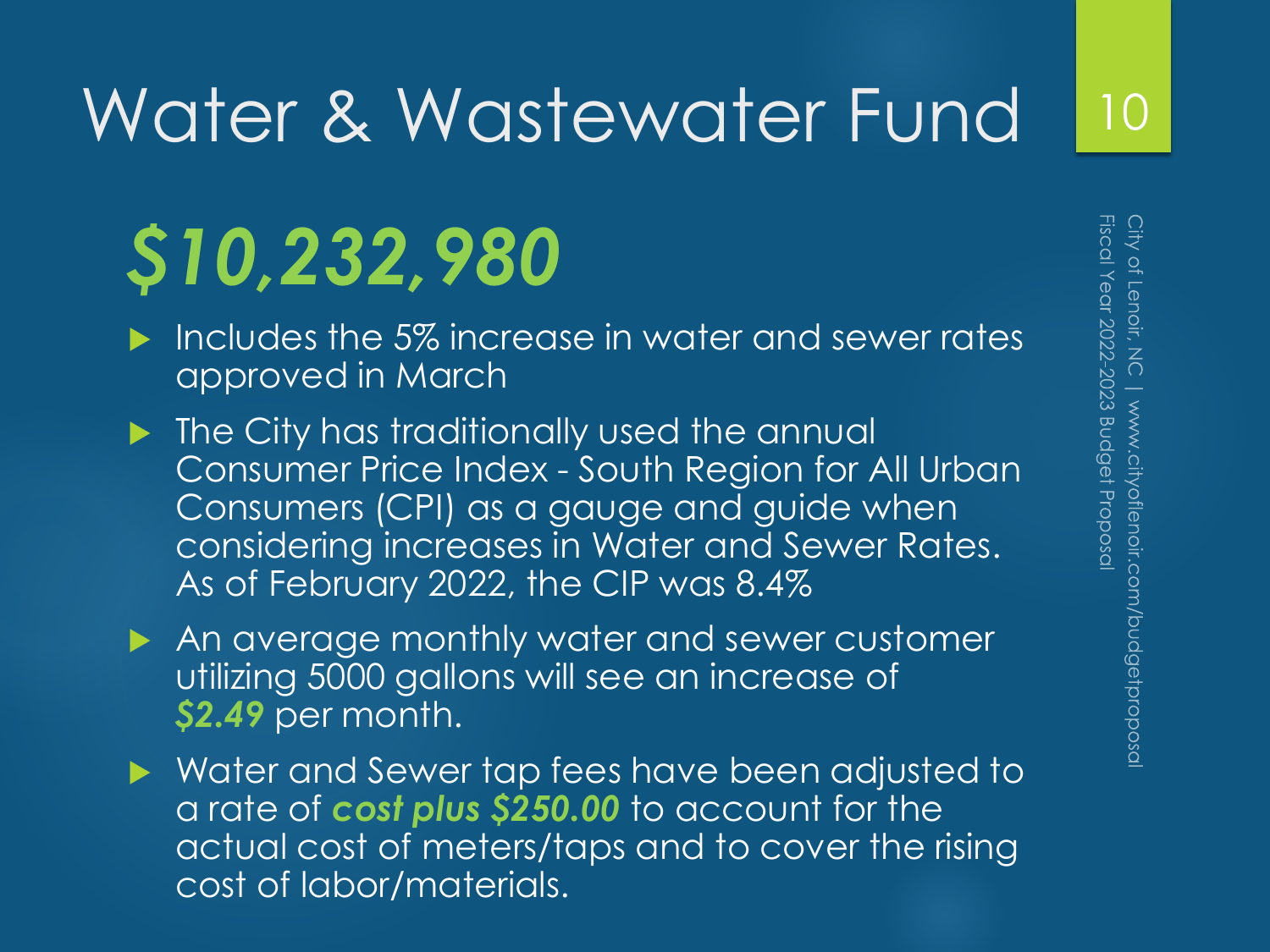# Water & Wastewater Fund

## *$10,232,980*

- Includes the 5% increase in water and sewer rates approved in March
- The City has traditionally used the annual Consumer Price Index - South Region for All Urban Consumers (CPI) as a gauge and guide when considering increases in Water and Sewer Rates. As of February 2022, the CIP was 8.4%
- An average monthly water and sewer customer utilizing 5000 gallons will see an increase of ***$2.49*** per month.
- Water and Sewer tap fees have been adjusted to a rate of ***cost plus $250.00*** to account for the actual cost of meters/taps and to cover the rising cost of labor/materials.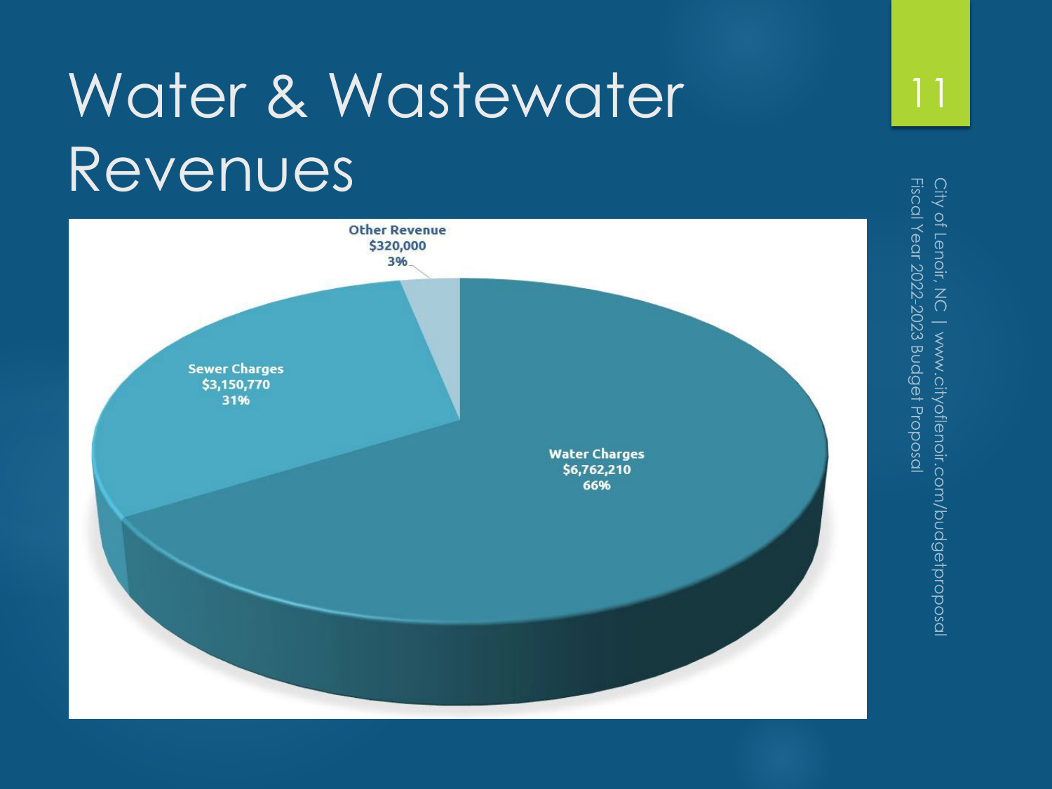# Water & Wastewater Revenues

Other Revenue
$320,000
3%

Sewer Charges
$3,150,770
31%

Water Charges
$6,762,210
66%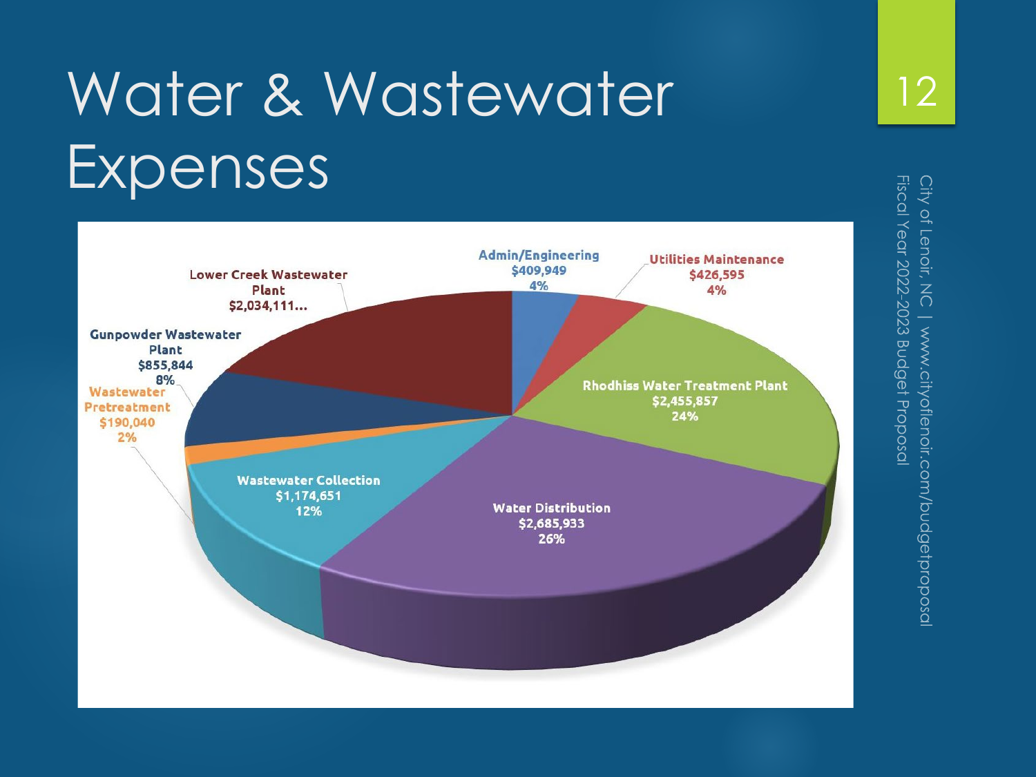# Water & Wastewater Expenses

| Category | Amount | Percent |
| --- | --- | --- |
| Admin/Engineering | $409,949 | 4% |
| Utilities Maintenance | $426,595 | 4% |
| Rhodhiss Water Treatment Plant | $2,455,857 | 24% |
| Water Distribution | $2,685,933 | 26% |
| Wastewater Collection | $1,174,651 | 12% |
| Wastewater Pretreatment | $190,040 | 2% |
| Gunpowder Wastewater Plant | $855,844 | 8% |
| Lower Creek Wastewater Plant | $2,034,111... | |

City of Lenoir, NC | www.cityoflenoir.com/budgetproposal
Fiscal Year 2022-2023 Budget Proposal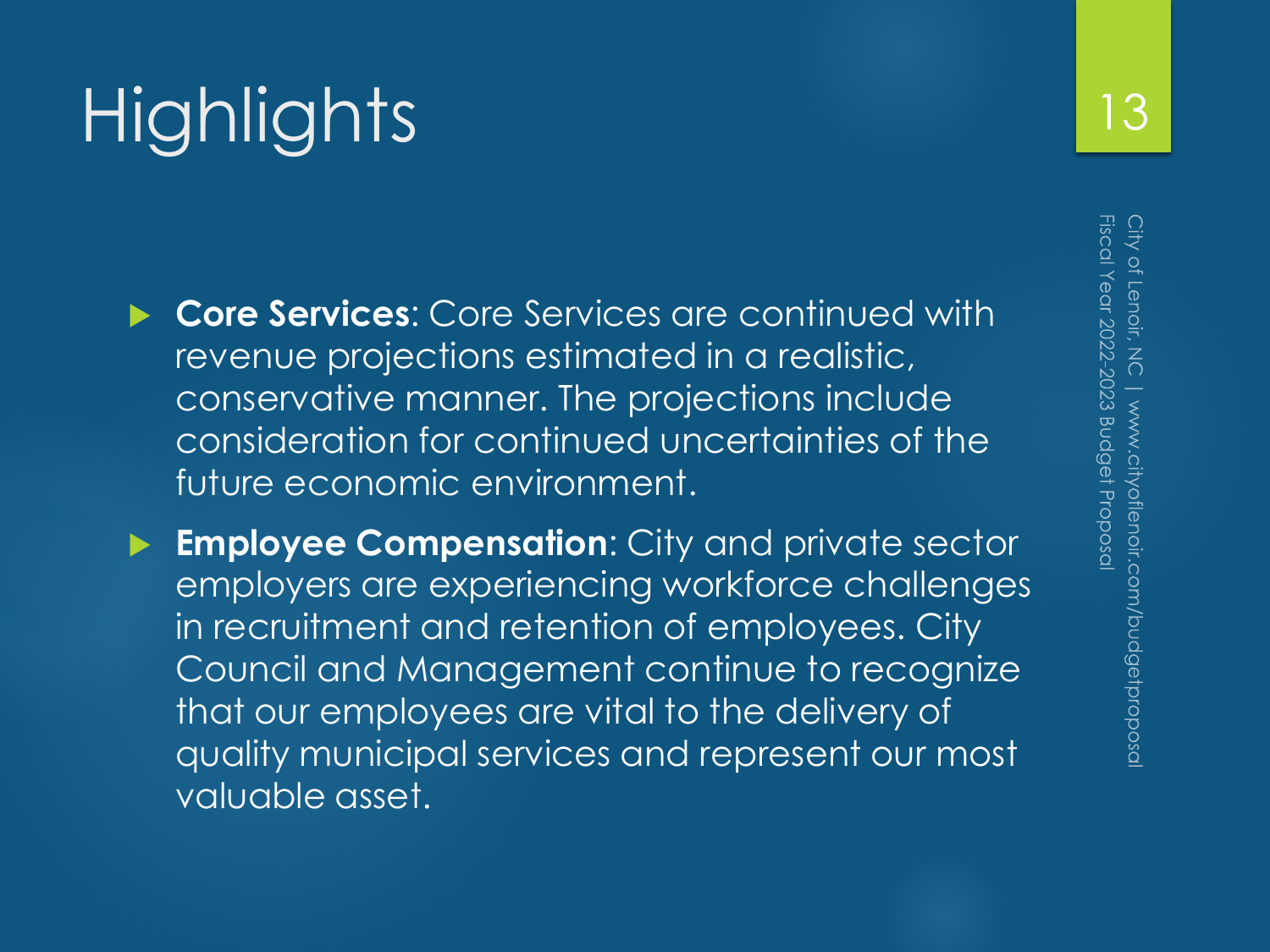# Highlights

- **Core Services**: Core Services are continued with revenue projections estimated in a realistic, conservative manner. The projections include consideration for continued uncertainties of the future economic environment.
- **Employee Compensation**: City and private sector employers are experiencing workforce challenges in recruitment and retention of employees. City Council and Management continue to recognize that our employees are vital to the delivery of quality municipal services and represent our most valuable asset.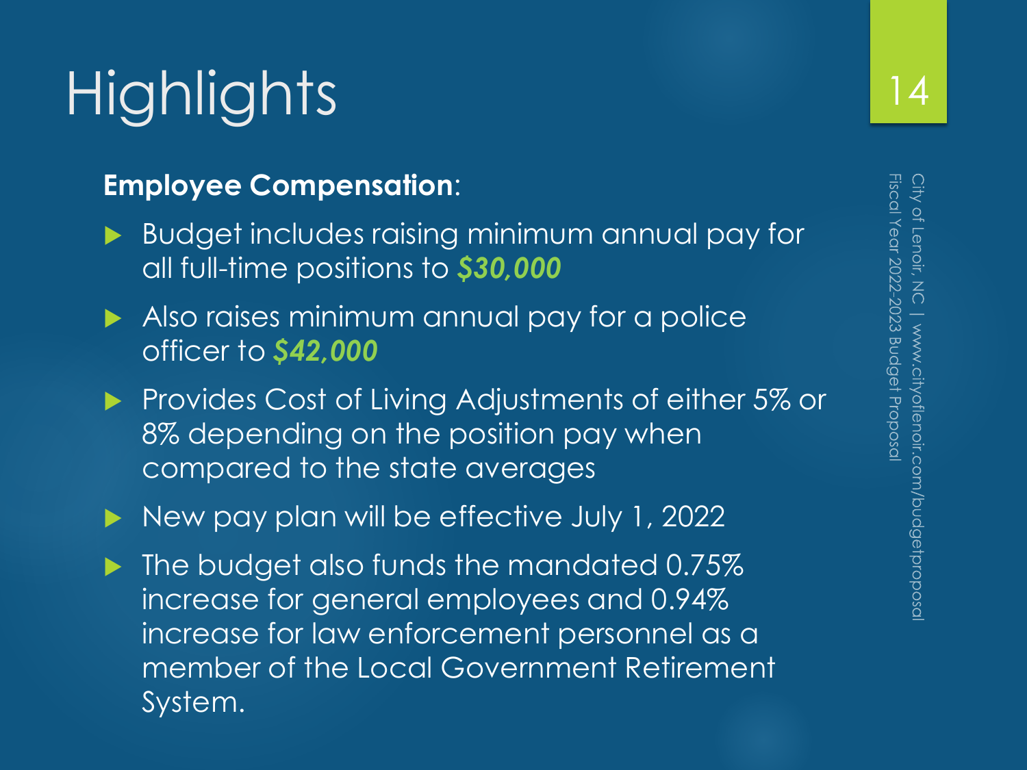# Highlights

**Employee Compensation**:

- Budget includes raising minimum annual pay for all full-time positions to ***$30,000***
- Also raises minimum annual pay for a police officer to ***$42,000***
- Provides Cost of Living Adjustments of either 5% or 8% depending on the position pay when compared to the state averages
- New pay plan will be effective July 1, 2022
- The budget also funds the mandated 0.75% increase for general employees and 0.94% increase for law enforcement personnel as a member of the Local Government Retirement System.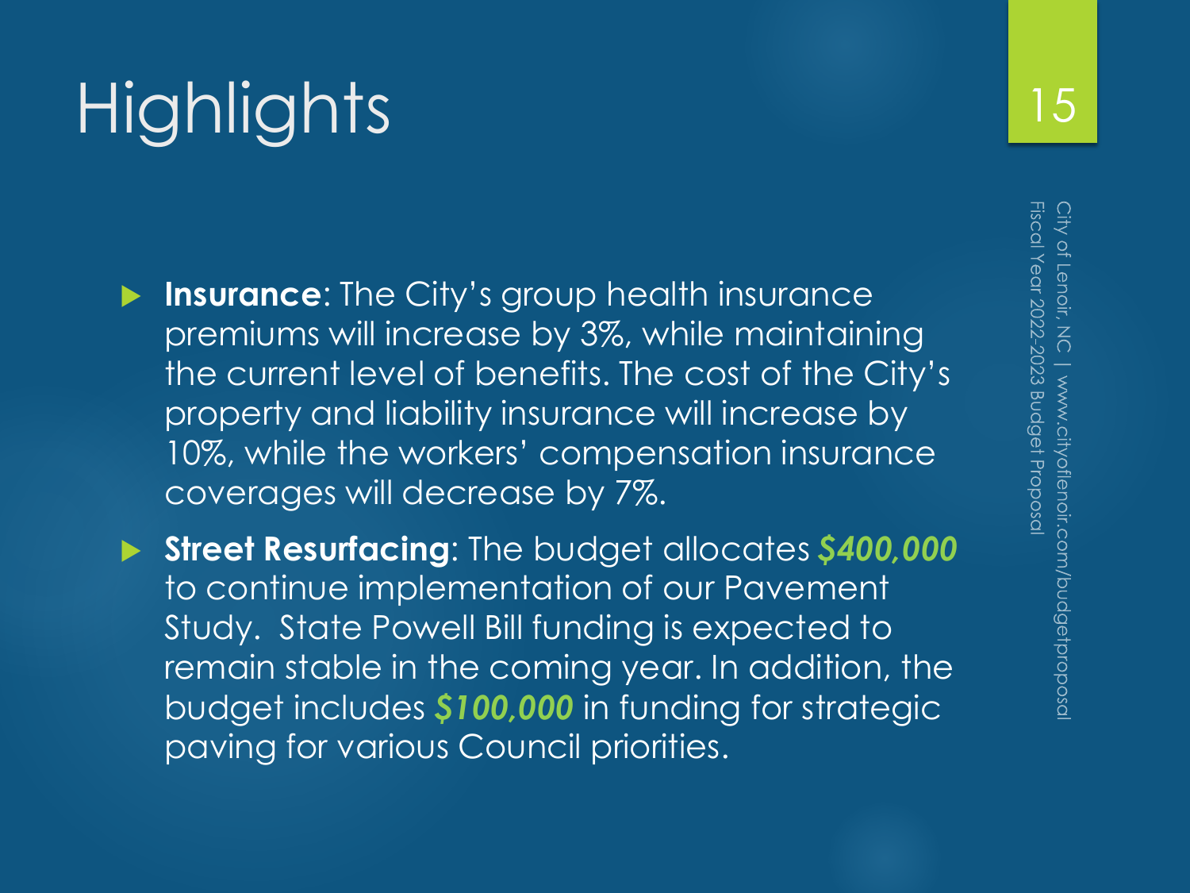# Highlights

- **Insurance**: The City's group health insurance premiums will increase by 3%, while maintaining the current level of benefits. The cost of the City's property and liability insurance will increase by 10%, while the workers' compensation insurance coverages will decrease by 7%.
- **Street Resurfacing**: The budget allocates ***$400,000*** to continue implementation of our Pavement Study. State Powell Bill funding is expected to remain stable in the coming year. In addition, the budget includes ***$100,000*** in funding for strategic paving for various Council priorities.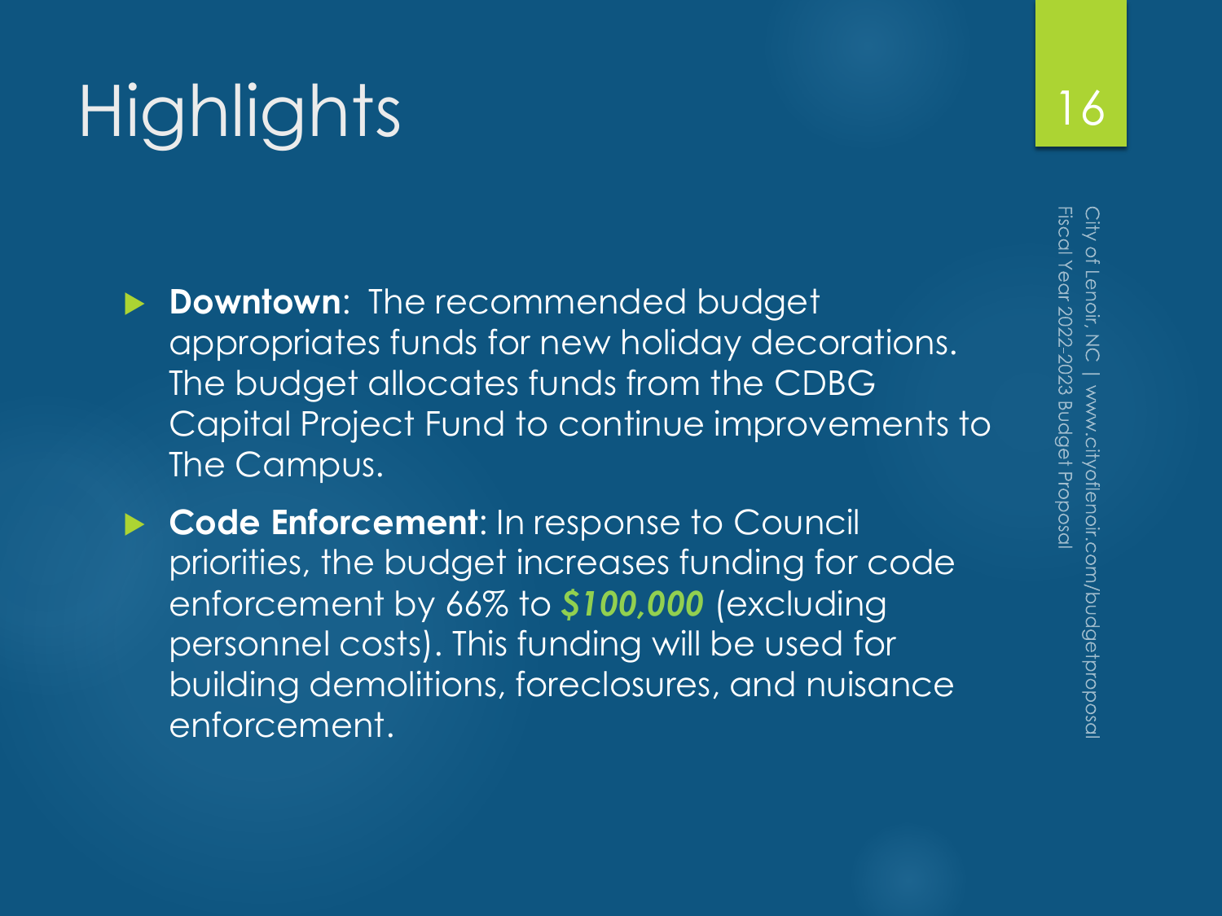# Highlights

- **Downtown**: The recommended budget appropriates funds for new holiday decorations. The budget allocates funds from the CDBG Capital Project Fund to continue improvements to The Campus.
- **Code Enforcement**: In response to Council priorities, the budget increases funding for code enforcement by 66% to ***$100,000*** (excluding personnel costs). This funding will be used for building demolitions, foreclosures, and nuisance enforcement.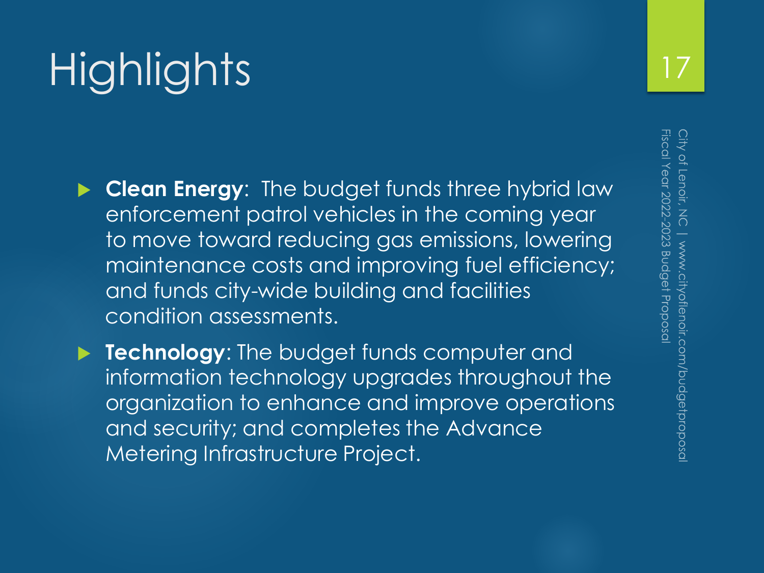# Highlights

- **Clean Energy**: The budget funds three hybrid law enforcement patrol vehicles in the coming year to move toward reducing gas emissions, lowering maintenance costs and improving fuel efficiency; and funds city-wide building and facilities condition assessments.
- **Technology**: The budget funds computer and information technology upgrades throughout the organization to enhance and improve operations and security; and completes the Advance Metering Infrastructure Project.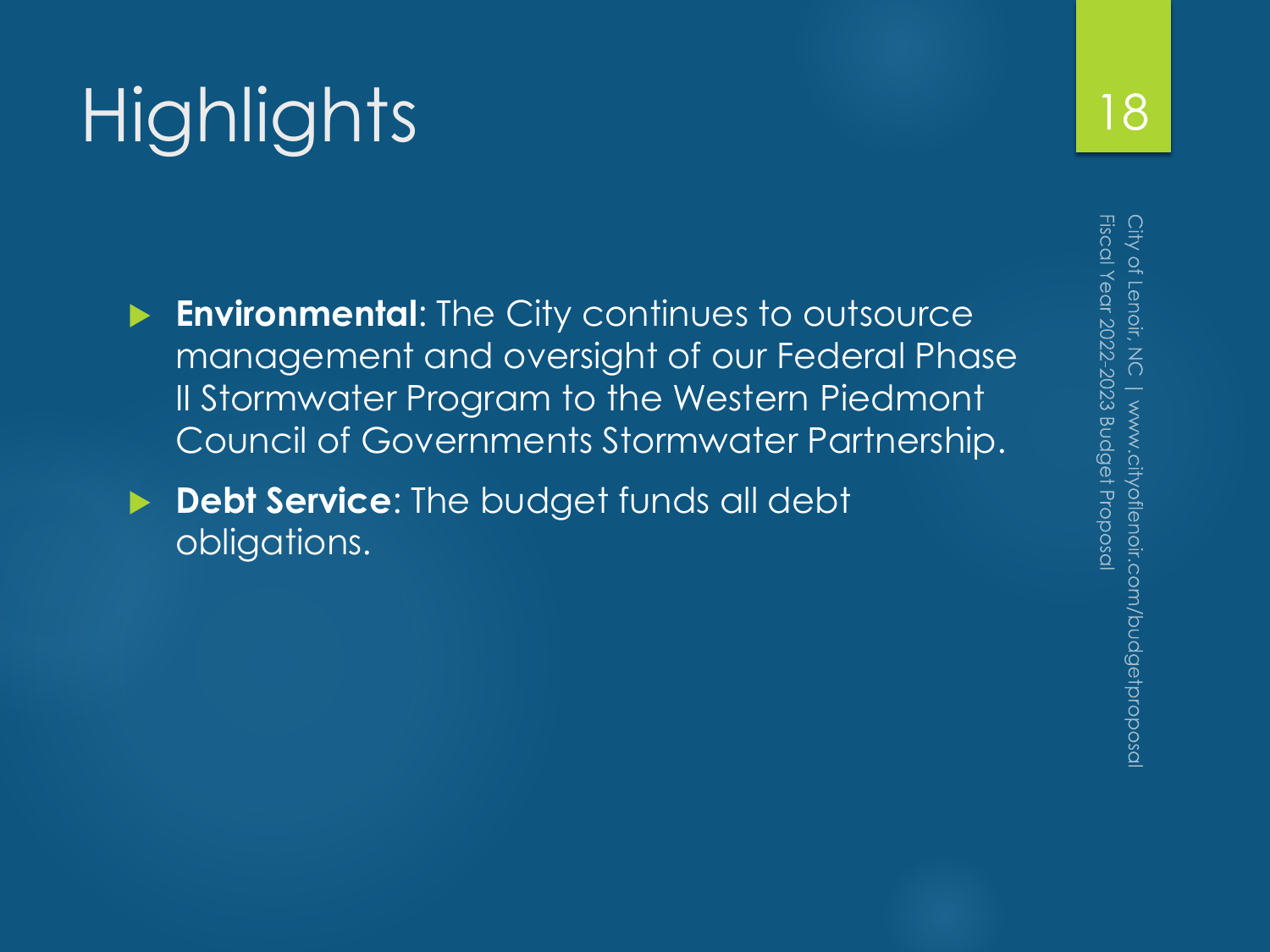# Highlights

- **Environmental**: The City continues to outsource management and oversight of our Federal Phase II Stormwater Program to the Western Piedmont Council of Governments Stormwater Partnership.
- **Debt Service**: The budget funds all debt obligations.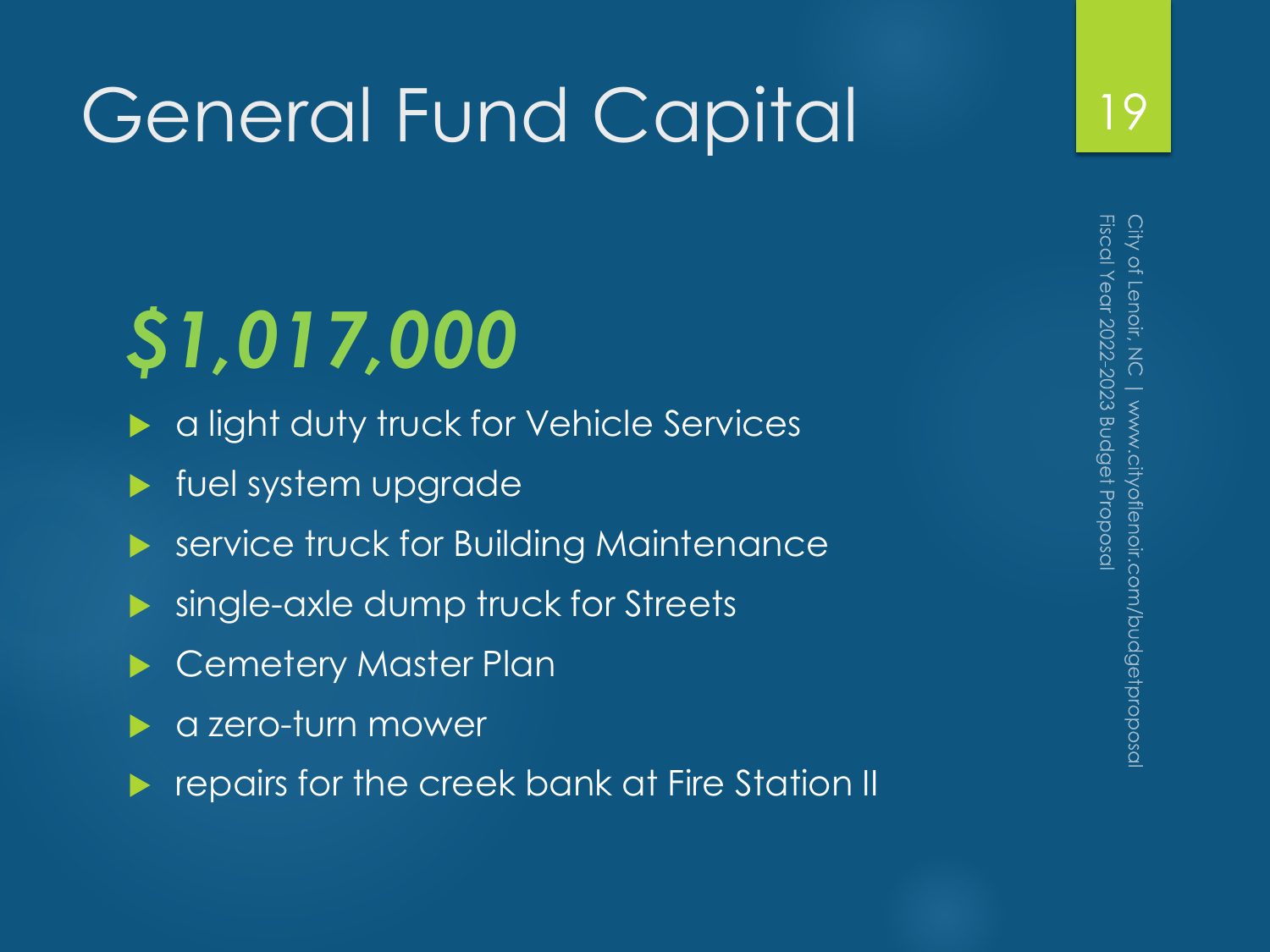# General Fund Capital

***$1,017,000***

- a light duty truck for Vehicle Services
- fuel system upgrade
- service truck for Building Maintenance
- single-axle dump truck for Streets
- Cemetery Master Plan
- a zero-turn mower
- repairs for the creek bank at Fire Station II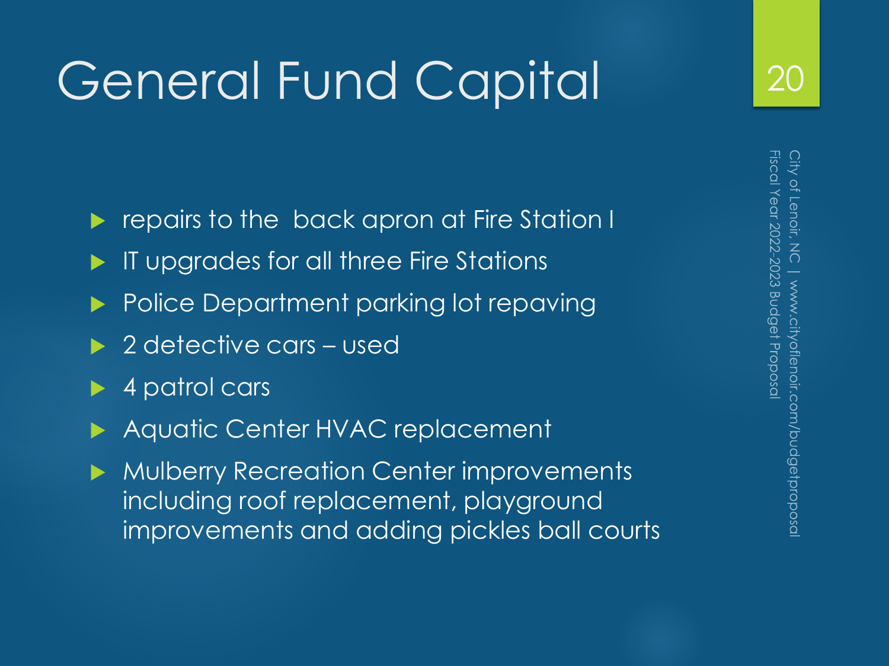# General Fund Capital

- repairs to the  back apron at Fire Station I
- IT upgrades for all three Fire Stations
- Police Department parking lot repaving
- 2 detective cars – used
- 4 patrol cars
- Aquatic Center HVAC replacement
- Mulberry Recreation Center improvements including roof replacement, playground improvements and adding pickles ball courts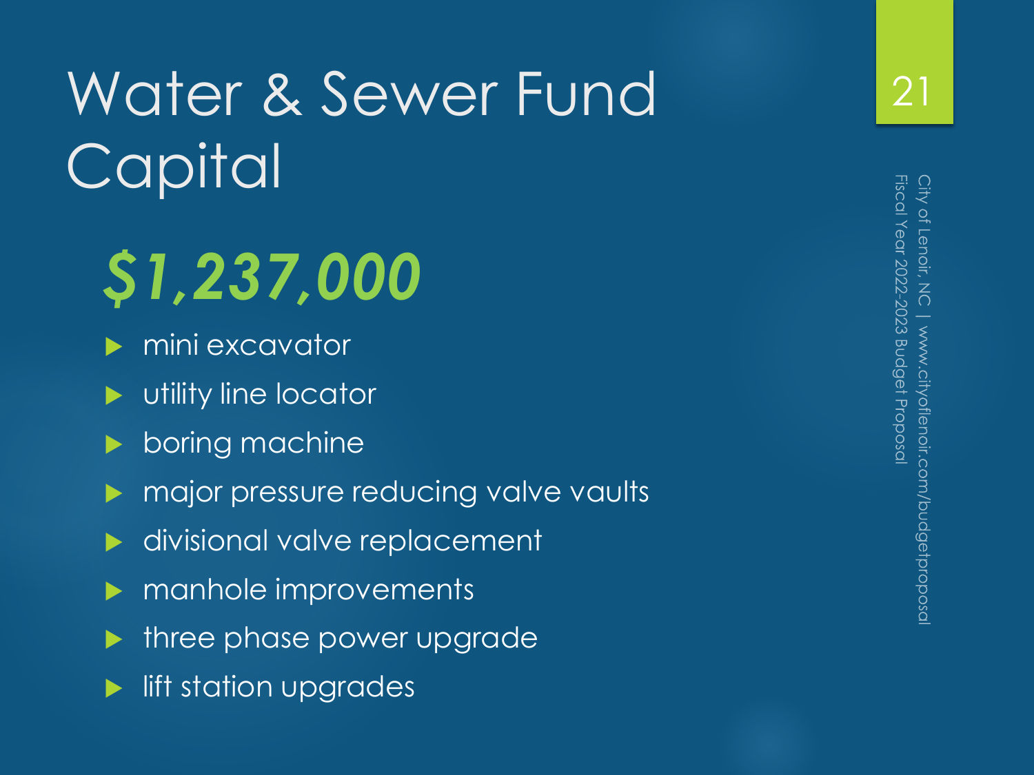# Water & Sewer Fund Capital

***$1,237,000***

- mini excavator
- utility line locator
- boring machine
- major pressure reducing valve vaults
- divisional valve replacement
- manhole improvements
- three phase power upgrade
- lift station upgrades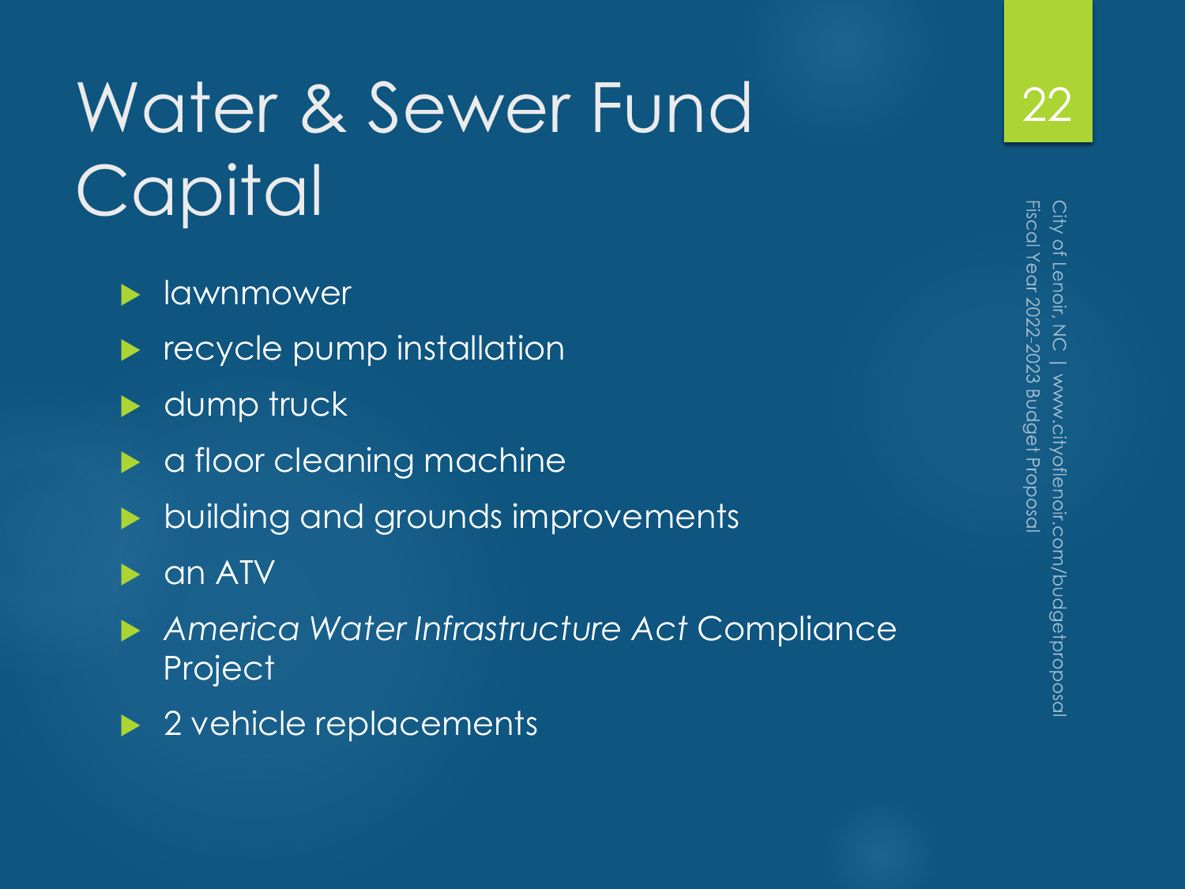# Water & Sewer Fund Capital

- lawnmower
- recycle pump installation
- dump truck
- a floor cleaning machine
- building and grounds improvements
- an ATV
- *America Water Infrastructure Act* Compliance Project
- 2 vehicle replacements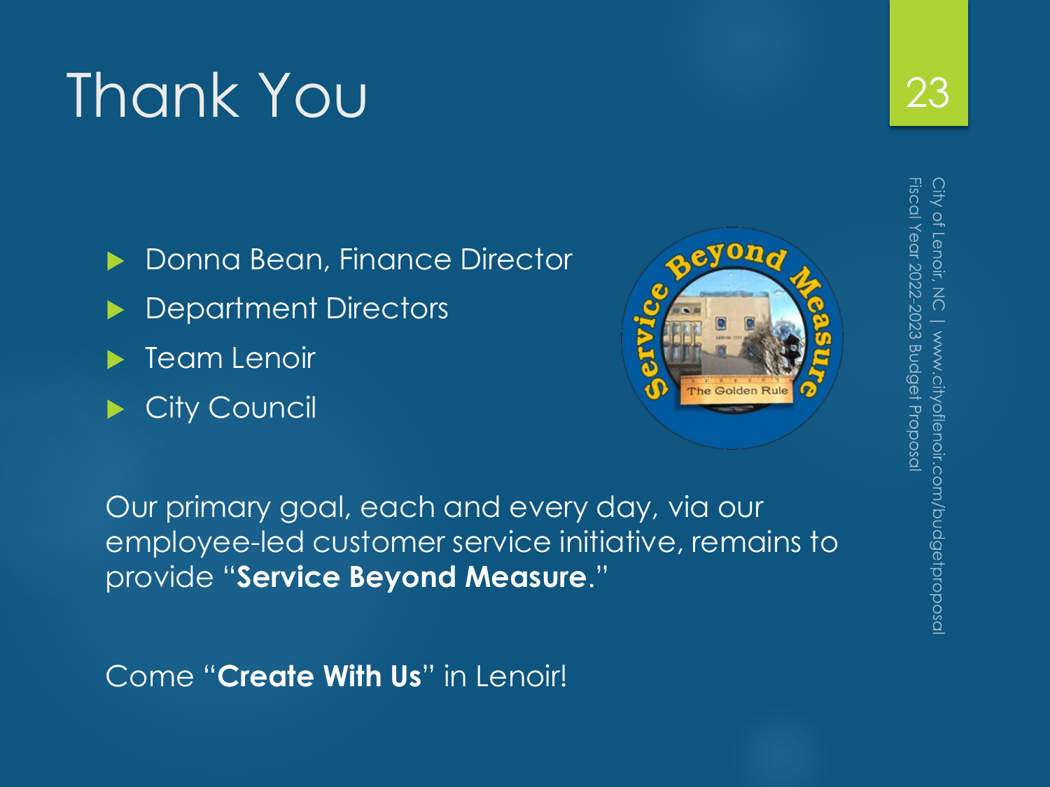# Thank You

- Donna Bean, Finance Director
- Department Directors
- Team Lenoir
- City Council

Our primary goal, each and every day, via our employee-led customer service initiative, remains to provide "**Service Beyond Measure**."

Come "**Create With Us**" in Lenoir!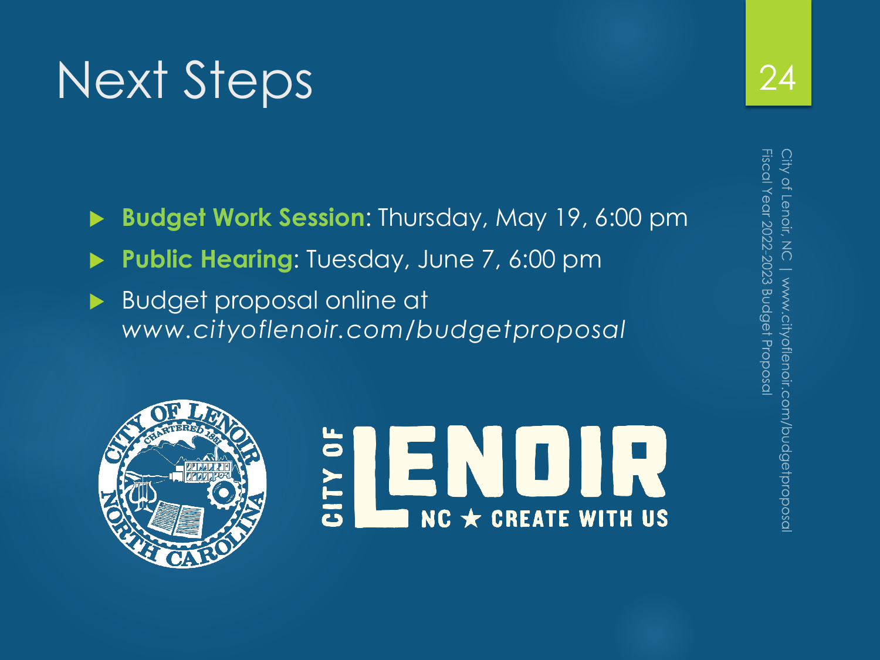# Next Steps

- **Budget Work Session**: Thursday, May 19, 6:00 pm
- **Public Hearing**: Tuesday, June 7, 6:00 pm
- Budget proposal online at *www.cityoflenoir.com/budgetproposal*